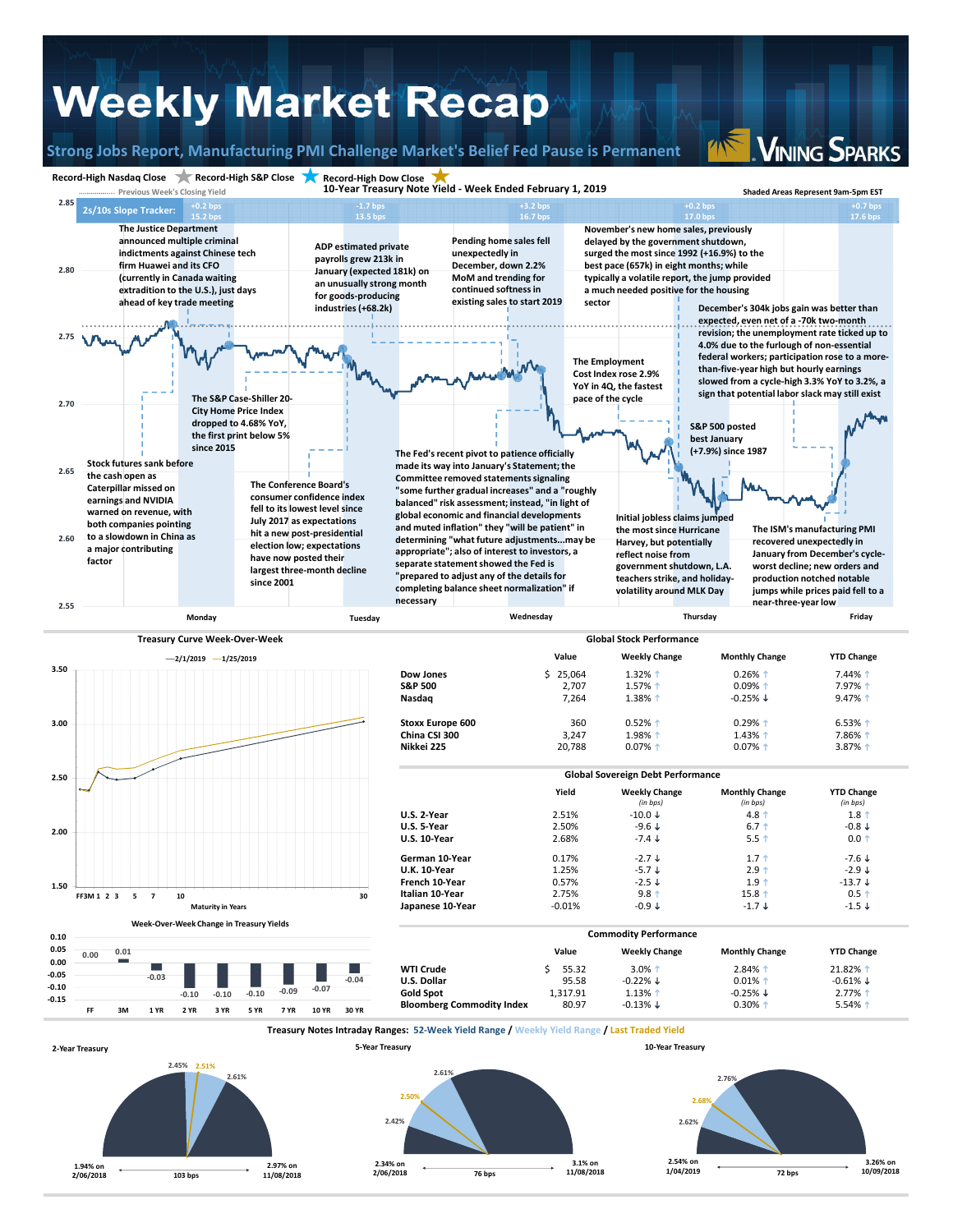# Weekly Market Recap

## Strong Jobs Report, Manufacturing PMI Challenge Market's Belief Fed Pause is Permanent

VINING SPARKS

Record-High Nasdaq Close ☆ Record-High S&P Close ★ Record-High Dow Close ★

Previous Week's Closing Yield

### 10-Year Treasury Note Yield - Week Ended February 1, 2019

Shaded Areas Represent 9am-5pm EST

**2s/10s Slope Tracker:**

| Monday | Tuesday | Wednesday | Thursday | Friday |
|---|---|---|---|---|
| +0.2 bps / 15.2 bps | -1.7 bps / 13.5 bps | +3.2 bps / 16.7 bps | +0.2 bps / 17.0 bps | +0.7 bps / 17.6 bps |

- The Justice Department announced multiple criminal indictments against Chinese tech firm Huawei and its CFO (currently in Canada waiting extradition to the U.S.), just days ahead of key trade meeting
- Stock futures sank before the cash open as Caterpillar missed on earnings and NVIDIA warned on revenue, with both companies pointing to a slowdown in China as a major contributing factor
- The S&P Case-Shiller 20-City Home Price Index dropped to 4.68% YoY, the first print below 5% since 2015
- ADP estimated private payrolls grew 213k in January (expected 181k) on an unusually strong month for goods-producing industries (+68.2k)
- The Conference Board's consumer confidence index fell to its lowest level since July 2017 as expectations hit a new post-presidential election low; expectations have now posted their largest three-month decline since 2001
- Pending home sales fell unexpectedly in December, down 2.2% MoM and trending for continued softness in existing sales to start 2019
- The Fed's recent pivot to patience officially made its way into January's Statement; the Committee removed statements signaling "some further gradual increases" and a "roughly balanced" risk assessment; instead, "in light of global economic and financial developments and muted inflation" they "will be patient" in determining "what future adjustments...may be appropriate"; also of interest to investors, a separate statement showed the Fed is "prepared to adjust any of the details for completing balance sheet normalization" if necessary
- The Employment Cost Index rose 2.9% YoY in 4Q, the fastest pace of the cycle
- November's new home sales, previously delayed by the government shutdown, surged the most since 1992 (+16.9%) to the best pace (657k) in eight months; while typically a volatile report, the jump provided a much needed positive for the housing sector
- S&P 500 posted best January (+7.9%) since 1987
- Initial jobless claims jumped the most since Hurricane Harvey, but potentially reflect noise from government shutdown, L.A. teachers strike, and holiday-volatility around MLK Day
- December's 304k jobs gain was better than expected, even net of a -70k two-month revision; the unemployment rate ticked up to 4.0% due to the furlough of non-essential federal workers; participation rose to a more-than-five-year high but hourly earnings slowed from a cycle-high 3.3% YoY to 3.2%, a sign that potential labor slack may still exist
- The ISM's manufacturing PMI recovered unexpectedly in January from December's cycle-worst decline; new orders and production notched notable jumps while prices paid fell to a near-three-year low

### Treasury Curve Week-Over-Week

—2/1/2019 —1/25/2019

### Week-Over-Week Change in Treasury Yields

| FF | 3M | 1 YR | 2 YR | 3 YR | 5 YR | 7 YR | 10 YR | 30 YR |
|---|---|---|---|---|---|---|---|---|
| 0.00 | 0.01 | -0.03 | -0.10 | -0.10 | -0.10 | -0.09 | -0.07 | -0.04 |

### Global Stock Performance

| | Value | Weekly Change | Monthly Change | YTD Change |
|---|---|---|---|---|
| **Dow Jones** | $ 25,064 | 1.32% ↑ | 0.26% ↑ | 7.44% ↑ |
| **S&P 500** | 2,707 | 1.57% ↑ | 0.09% ↑ | 7.97% ↑ |
| **Nasdaq** | 7,264 | 1.38% ↑ | -0.25% ↓ | 9.47% ↑ |
| **Stoxx Europe 600** | 360 | 0.52% ↑ | 0.29% ↑ | 6.53% ↑ |
| **China CSI 300** | 3,247 | 1.98% ↑ | 1.43% ↑ | 7.86% ↑ |
| **Nikkei 225** | 20,788 | 0.07% ↑ | 0.07% ↑ | 3.87% ↑ |

### Global Sovereign Debt Performance

| | Yield | Weekly Change (in bps) | Monthly Change (in bps) | YTD Change (in bps) |
|---|---|---|---|---|
| **U.S. 2-Year** | 2.51% | -10.0 ↓ | 4.8 ↑ | 1.8 ↑ |
| **U.S. 5-Year** | 2.50% | -9.6 ↓ | 6.7 ↑ | -0.8 ↓ |
| **U.S. 10-Year** | 2.68% | -7.4 ↓ | 5.5 ↑ | 0.0 ↑ |
| **German 10-Year** | 0.17% | -2.7 ↓ | 1.7 ↑ | -7.6 ↓ |
| **U.K. 10-Year** | 1.25% | -5.7 ↓ | 2.9 ↑ | -2.9 ↓ |
| **French 10-Year** | 0.57% | -2.5 ↓ | 1.9 ↑ | -13.7 ↓ |
| **Italian 10-Year** | 2.75% | 9.8 ↑ | 15.8 ↑ | 0.5 ↑ |
| **Japanese 10-Year** | -0.01% | -0.9 ↓ | -1.7 ↓ | -1.5 ↓ |

### Commodity Performance

| | Value | Weekly Change | Monthly Change | YTD Change |
|---|---|---|---|---|
| **WTI Crude** | $ 55.32 | 3.0% ↑ | 2.84% ↑ | 21.82% ↑ |
| **U.S. Dollar** | 95.58 | -0.22% ↓ | 0.01% ↑ | -0.61% ↓ |
| **Gold Spot** | 1,317.91 | 1.13% ↑ | -0.25% ↓ | 2.77% ↑ |
| **Bloomberg Commodity Index** | 80.97 | -0.13% ↓ | 0.30% ↑ | 5.54% ↑ |

### Treasury Notes Intraday Ranges: 52-Week Yield Range / Weekly Yield Range / Last Traded Yield

| | 52-Week Low | 52-Week High | 52-Week Range | Weekly Range | Last Traded Yield |
|---|---|---|---|---|---|
| **2-Year Treasury** | 1.94% on 2/06/2018 | 2.97% on 11/08/2018 | 103 bps | 2.45% – 2.61% | 2.51% |
| **5-Year Treasury** | 2.34% on 2/06/2018 | 3.1% on 11/08/2018 | 76 bps | 2.42% – 2.61% | 2.50% |
| **10-Year Treasury** | 2.54% on 1/04/2019 | 3.26% on 10/09/2018 | 72 bps | 2.62% – 2.76% | 2.68% |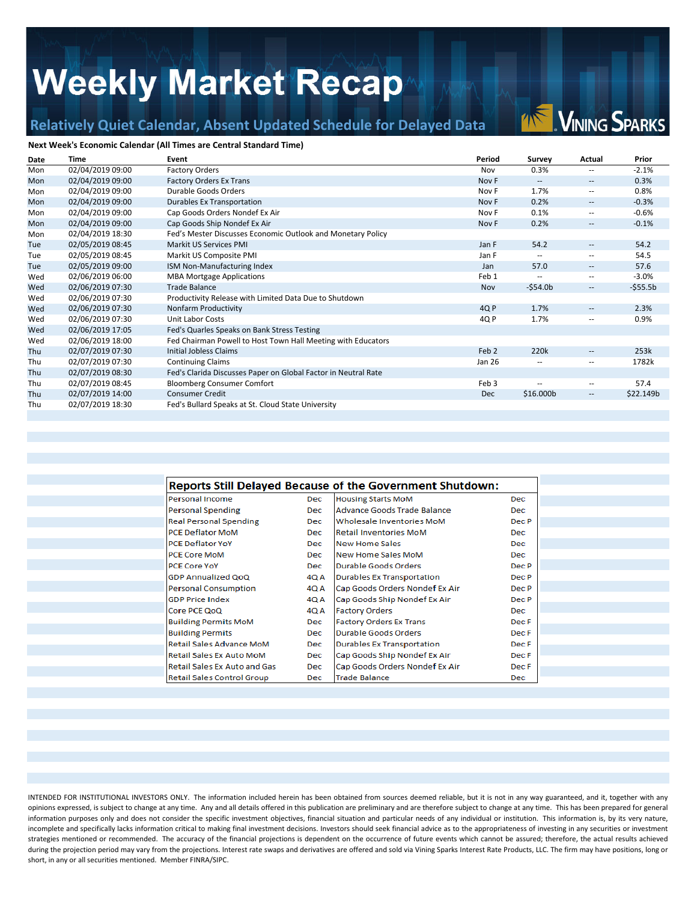# Weekly Market Recap

## Relatively Quiet Calendar, Absent Updated Schedule for Delayed Data

VINING SPARKS

**Next Week's Economic Calendar (All Times are Central Standard Time)**

| Date | Time | Event | Period | Survey | Actual | Prior |
|---|---|---|---|---|---|---|
| Mon | 02/04/2019 09:00 | Factory Orders | Nov | 0.3% | -- | -2.1% |
| Mon | 02/04/2019 09:00 | Factory Orders Ex Trans | Nov F | -- | -- | 0.3% |
| Mon | 02/04/2019 09:00 | Durable Goods Orders | Nov F | 1.7% | -- | 0.8% |
| Mon | 02/04/2019 09:00 | Durables Ex Transportation | Nov F | 0.2% | -- | -0.3% |
| Mon | 02/04/2019 09:00 | Cap Goods Orders Nondef Ex Air | Nov F | 0.1% | -- | -0.6% |
| Mon | 02/04/2019 09:00 | Cap Goods Ship Nondef Ex Air | Nov F | 0.2% | -- | -0.1% |
| Mon | 02/04/2019 18:30 | Fed's Mester Discusses Economic Outlook and Monetary Policy | | | | |
| Tue | 02/05/2019 08:45 | Markit US Services PMI | Jan F | 54.2 | -- | 54.2 |
| Tue | 02/05/2019 08:45 | Markit US Composite PMI | Jan F | -- | -- | 54.5 |
| Tue | 02/05/2019 09:00 | ISM Non-Manufacturing Index | Jan | 57.0 | -- | 57.6 |
| Wed | 02/06/2019 06:00 | MBA Mortgage Applications | Feb 1 | -- | -- | -3.0% |
| Wed | 02/06/2019 07:30 | Trade Balance | Nov | -$54.0b | -- | -$55.5b |
| Wed | 02/06/2019 07:30 | Productivity Release with Limited Data Due to Shutdown | | | | |
| Wed | 02/06/2019 07:30 | Nonfarm Productivity | 4Q P | 1.7% | -- | 2.3% |
| Wed | 02/06/2019 07:30 | Unit Labor Costs | 4Q P | 1.7% | -- | 0.9% |
| Wed | 02/06/2019 17:05 | Fed's Quarles Speaks on Bank Stress Testing | | | | |
| Wed | 02/06/2019 18:00 | Fed Chairman Powell to Host Town Hall Meeting with Educators | | | | |
| Thu | 02/07/2019 07:30 | Initial Jobless Claims | Feb 2 | 220k | -- | 253k |
| Thu | 02/07/2019 07:30 | Continuing Claims | Jan 26 | -- | -- | 1782k |
| Thu | 02/07/2019 08:30 | Fed's Clarida Discusses Paper on Global Factor in Neutral Rate | | | | |
| Thu | 02/07/2019 08:45 | Bloomberg Consumer Comfort | Feb 3 | -- | -- | 57.4 |
| Thu | 02/07/2019 14:00 | Consumer Credit | Dec | $16.000b | -- | $22.149b |
| Thu | 02/07/2019 18:30 | Fed's Bullard Speaks at St. Cloud State University | | | | |

**Reports Still Delayed Because of the Government Shutdown:**

| | | | |
|---|---|---|---|
| Personal Income | Dec | Housing Starts MoM | Dec |
| Personal Spending | Dec | Advance Goods Trade Balance | Dec |
| Real Personal Spending | Dec | Wholesale Inventories MoM | Dec P |
| PCE Deflator MoM | Dec | Retail Inventories MoM | Dec |
| PCE Deflator YoY | Dec | New Home Sales | Dec |
| PCE Core MoM | Dec | New Home Sales MoM | Dec |
| PCE Core YoY | Dec | Durable Goods Orders | Dec P |
| GDP Annualized QoQ | 4Q A | Durables Ex Transportation | Dec P |
| Personal Consumption | 4Q A | Cap Goods Orders Nondef Ex Air | Dec P |
| GDP Price Index | 4Q A | Cap Goods Ship Nondef Ex Air | Dec P |
| Core PCE QoQ | 4Q A | Factory Orders | Dec |
| Building Permits MoM | Dec | Factory Orders Ex Trans | Dec F |
| Building Permits | Dec | Durable Goods Orders | Dec F |
| Retail Sales Advance MoM | Dec | Durables Ex Transportation | Dec F |
| Retail Sales Ex Auto MoM | Dec | Cap Goods Ship Nondef Ex Air | Dec F |
| Retail Sales Ex Auto and Gas | Dec | Cap Goods Orders Nondef Ex Air | Dec F |
| Retail Sales Control Group | Dec | Trade Balance | Dec |

INTENDED FOR INSTITUTIONAL INVESTORS ONLY. The information included herein has been obtained from sources deemed reliable, but it is not in any way guaranteed, and it, together with any opinions expressed, is subject to change at any time. Any and all details offered in this publication are preliminary and are therefore subject to change at any time. This has been prepared for general information purposes only and does not consider the specific investment objectives, financial situation and particular needs of any individual or institution. This information is, by its very nature, incomplete and specifically lacks information critical to making final investment decisions. Investors should seek financial advice as to the appropriateness of investing in any securities or investment strategies mentioned or recommended. The accuracy of the financial projections is dependent on the occurrence of future events which cannot be assured; therefore, the actual results achieved during the projection period may vary from the projections. Interest rate swaps and derivatives are offered and sold via Vining Sparks Interest Rate Products, LLC. The firm may have positions, long or short, in any or all securities mentioned. Member FINRA/SIPC.